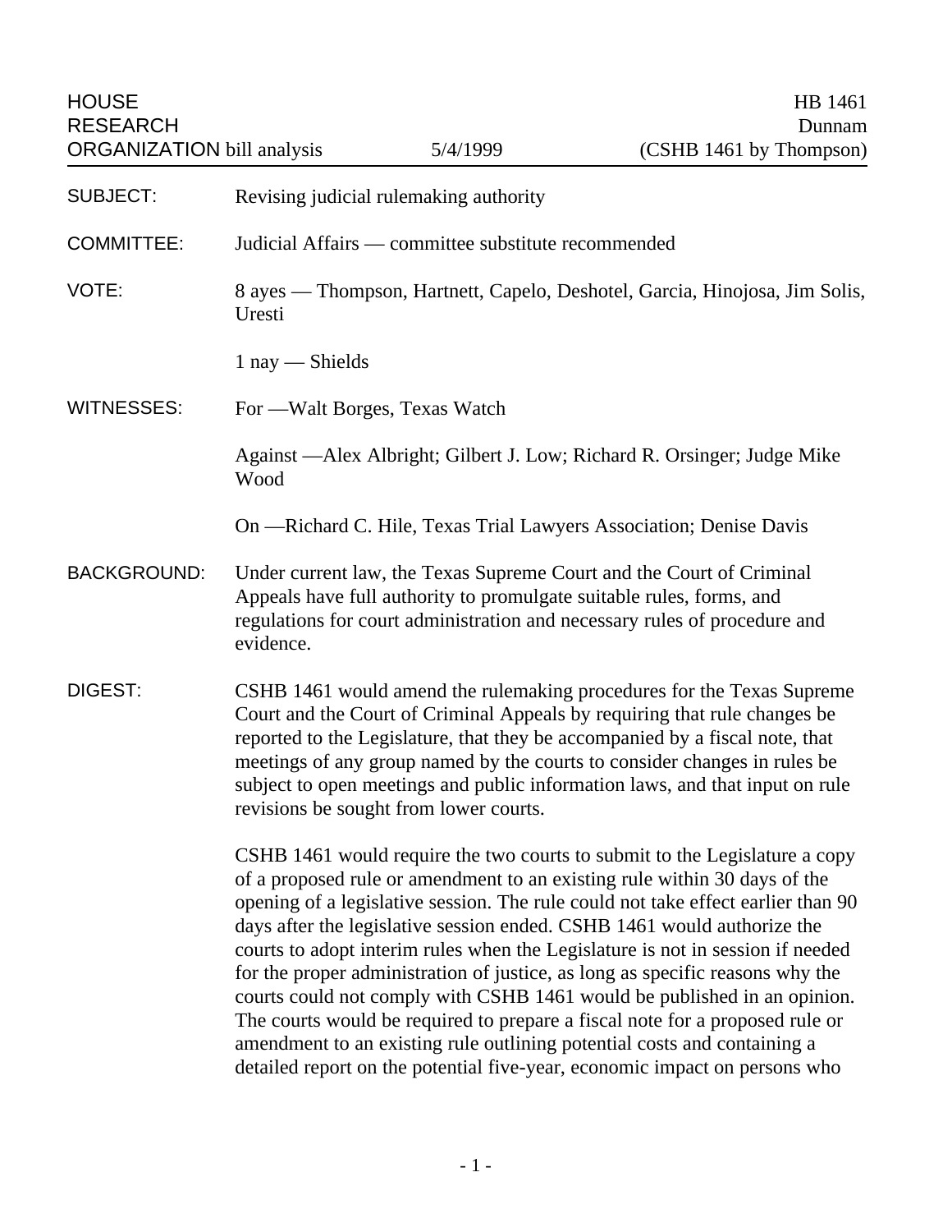HOUSE RESEARCH ORGANIZATION bill analysis — 5/4/1999

HB 1461
Dunnam
(CSHB 1461 by Thompson)

**SUBJECT:** Revising judicial rulemaking authority

**COMMITTEE:** Judicial Affairs — committee substitute recommended

**VOTE:** 8 ayes — Thompson, Hartnett, Capelo, Deshotel, Garcia, Hinojosa, Jim Solis, Uresti

1 nay — Shields

**WITNESSES:** For —Walt Borges, Texas Watch

Against —Alex Albright; Gilbert J. Low; Richard R. Orsinger; Judge Mike Wood

On —Richard C. Hile, Texas Trial Lawyers Association; Denise Davis

**BACKGROUND:** Under current law, the Texas Supreme Court and the Court of Criminal Appeals have full authority to promulgate suitable rules, forms, and regulations for court administration and necessary rules of procedure and evidence.

**DIGEST:** CSHB 1461 would amend the rulemaking procedures for the Texas Supreme Court and the Court of Criminal Appeals by requiring that rule changes be reported to the Legislature, that they be accompanied by a fiscal note, that meetings of any group named by the courts to consider changes in rules be subject to open meetings and public information laws, and that input on rule revisions be sought from lower courts.

CSHB 1461 would require the two courts to submit to the Legislature a copy of a proposed rule or amendment to an existing rule within 30 days of the opening of a legislative session. The rule could not take effect earlier than 90 days after the legislative session ended. CSHB 1461 would authorize the courts to adopt interim rules when the Legislature is not in session if needed for the proper administration of justice, as long as specific reasons why the courts could not comply with CSHB 1461 would be published in an opinion. The courts would be required to prepare a fiscal note for a proposed rule or amendment to an existing rule outlining potential costs and containing a detailed report on the potential five-year, economic impact on persons who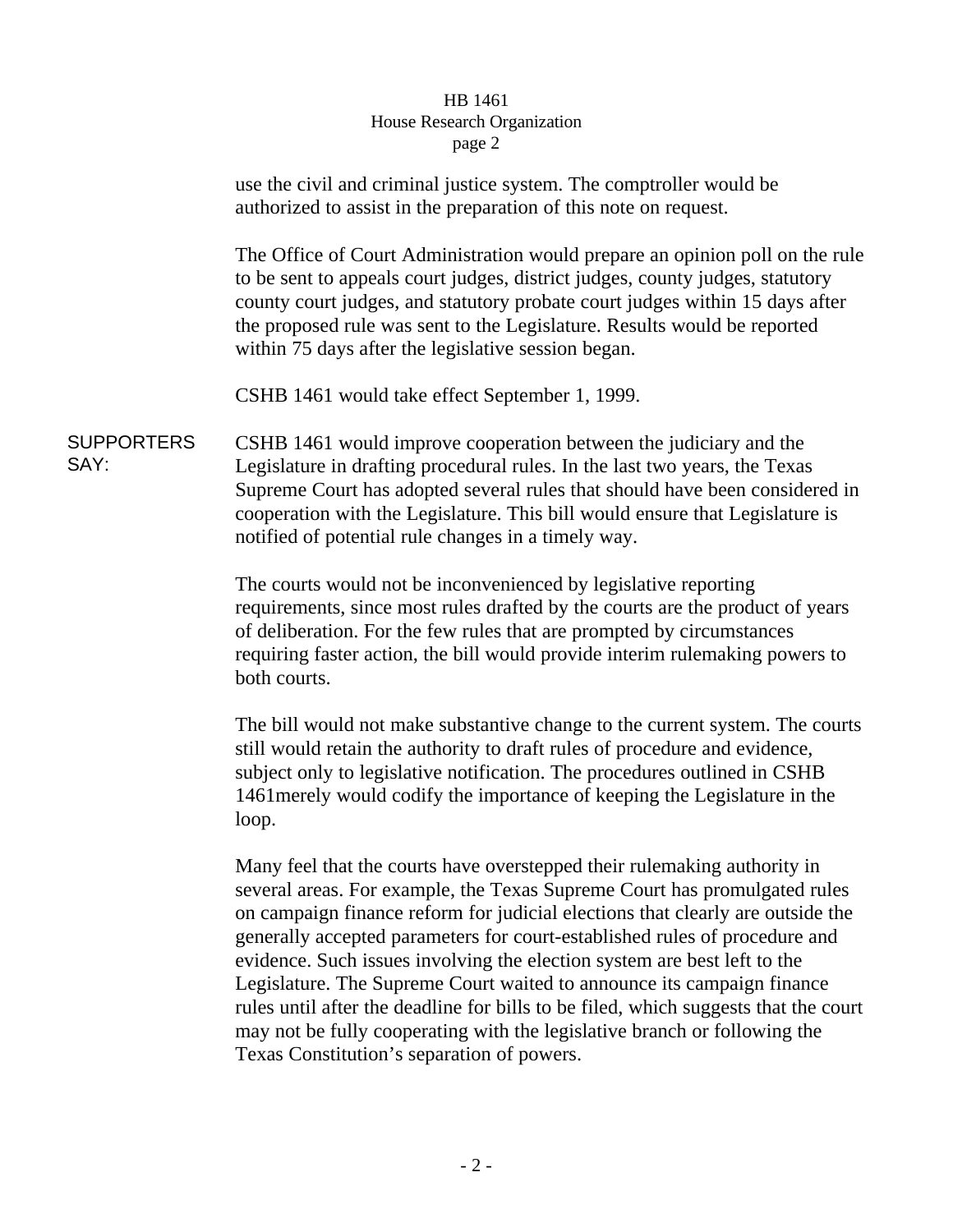use the civil and criminal justice system. The comptroller would be authorized to assist in the preparation of this note on request.

The Office of Court Administration would prepare an opinion poll on the rule to be sent to appeals court judges, district judges, county judges, statutory county court judges, and statutory probate court judges within 15 days after the proposed rule was sent to the Legislature. Results would be reported within 75 days after the legislative session began.

CSHB 1461 would take effect September 1, 1999.

**SUPPORTERS SAY:**

CSHB 1461 would improve cooperation between the judiciary and the Legislature in drafting procedural rules. In the last two years, the Texas Supreme Court has adopted several rules that should have been considered in cooperation with the Legislature. This bill would ensure that Legislature is notified of potential rule changes in a timely way.

The courts would not be inconvenienced by legislative reporting requirements, since most rules drafted by the courts are the product of years of deliberation. For the few rules that are prompted by circumstances requiring faster action, the bill would provide interim rulemaking powers to both courts.

The bill would not make substantive change to the current system. The courts still would retain the authority to draft rules of procedure and evidence, subject only to legislative notification. The procedures outlined in CSHB 1461merely would codify the importance of keeping the Legislature in the loop.

Many feel that the courts have overstepped their rulemaking authority in several areas. For example, the Texas Supreme Court has promulgated rules on campaign finance reform for judicial elections that clearly are outside the generally accepted parameters for court-established rules of procedure and evidence. Such issues involving the election system are best left to the Legislature. The Supreme Court waited to announce its campaign finance rules until after the deadline for bills to be filed, which suggests that the court may not be fully cooperating with the legislative branch or following the Texas Constitution's separation of powers.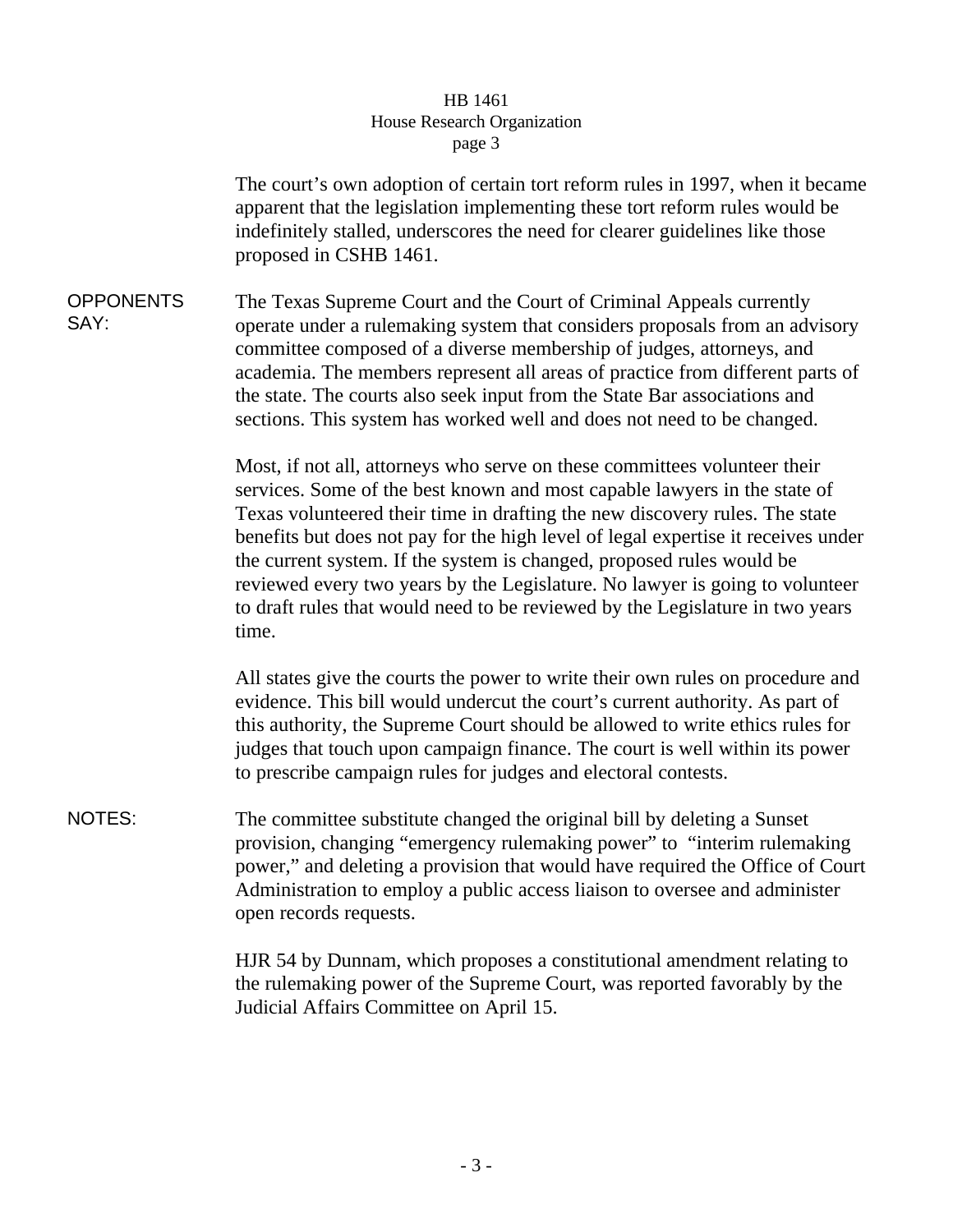The court's own adoption of certain tort reform rules in 1997, when it became apparent that the legislation implementing these tort reform rules would be indefinitely stalled, underscores the need for clearer guidelines like those proposed in CSHB 1461.

**OPPONENTS SAY:** The Texas Supreme Court and the Court of Criminal Appeals currently operate under a rulemaking system that considers proposals from an advisory committee composed of a diverse membership of judges, attorneys, and academia. The members represent all areas of practice from different parts of the state. The courts also seek input from the State Bar associations and sections. This system has worked well and does not need to be changed.

Most, if not all, attorneys who serve on these committees volunteer their services. Some of the best known and most capable lawyers in the state of Texas volunteered their time in drafting the new discovery rules. The state benefits but does not pay for the high level of legal expertise it receives under the current system. If the system is changed, proposed rules would be reviewed every two years by the Legislature. No lawyer is going to volunteer to draft rules that would need to be reviewed by the Legislature in two years time.

All states give the courts the power to write their own rules on procedure and evidence. This bill would undercut the court's current authority. As part of this authority, the Supreme Court should be allowed to write ethics rules for judges that touch upon campaign finance. The court is well within its power to prescribe campaign rules for judges and electoral contests.

**NOTES:** The committee substitute changed the original bill by deleting a Sunset provision, changing "emergency rulemaking power" to "interim rulemaking power," and deleting a provision that would have required the Office of Court Administration to employ a public access liaison to oversee and administer open records requests.

HJR 54 by Dunnam, which proposes a constitutional amendment relating to the rulemaking power of the Supreme Court, was reported favorably by the Judicial Affairs Committee on April 15.